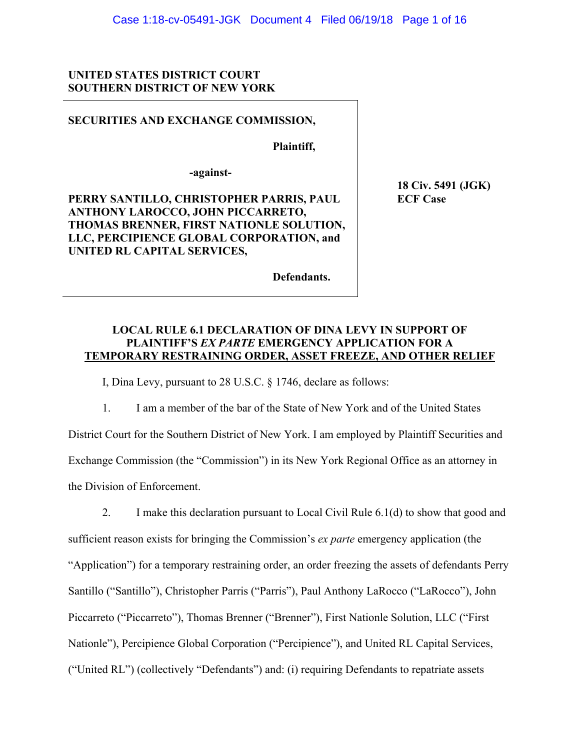**UNITED STATES DISTRICT COURT**
**SOUTHERN DISTRICT OF NEW YORK**

| | |
|---|---|
| **SECURITIES AND EXCHANGE COMMISSION,**<br><br>**Plaintiff,**<br><br>**-against-**<br><br>**PERRY SANTILLO, CHRISTOPHER PARRIS, PAUL ANTHONY LAROCCO, JOHN PICCARRETO, THOMAS BRENNER, FIRST NATIONLE SOLUTION, LLC, PERCIPIENCE GLOBAL CORPORATION, and UNITED RL CAPITAL SERVICES,**<br><br>**Defendants.** | **18 Civ. 5491 (JGK)**<br>**ECF Case** |

## LOCAL RULE 6.1 DECLARATION OF DINA LEVY IN SUPPORT OF PLAINTIFF'S *EX PARTE* EMERGENCY APPLICATION FOR A TEMPORARY RESTRAINING ORDER, ASSET FREEZE, AND OTHER RELIEF

I, Dina Levy, pursuant to 28 U.S.C. § 1746, declare as follows:

1. I am a member of the bar of the State of New York and of the United States District Court for the Southern District of New York. I am employed by Plaintiff Securities and Exchange Commission (the "Commission") in its New York Regional Office as an attorney in the Division of Enforcement.

2. I make this declaration pursuant to Local Civil Rule 6.1(d) to show that good and sufficient reason exists for bringing the Commission's *ex parte* emergency application (the "Application") for a temporary restraining order, an order freezing the assets of defendants Perry Santillo ("Santillo"), Christopher Parris ("Parris"), Paul Anthony LaRocco ("LaRocco"), John Piccarreto ("Piccarreto"), Thomas Brenner ("Brenner"), First Nationle Solution, LLC ("First Nationle"), Percipience Global Corporation ("Percipience"), and United RL Capital Services, ("United RL") (collectively "Defendants") and: (i) requiring Defendants to repatriate assets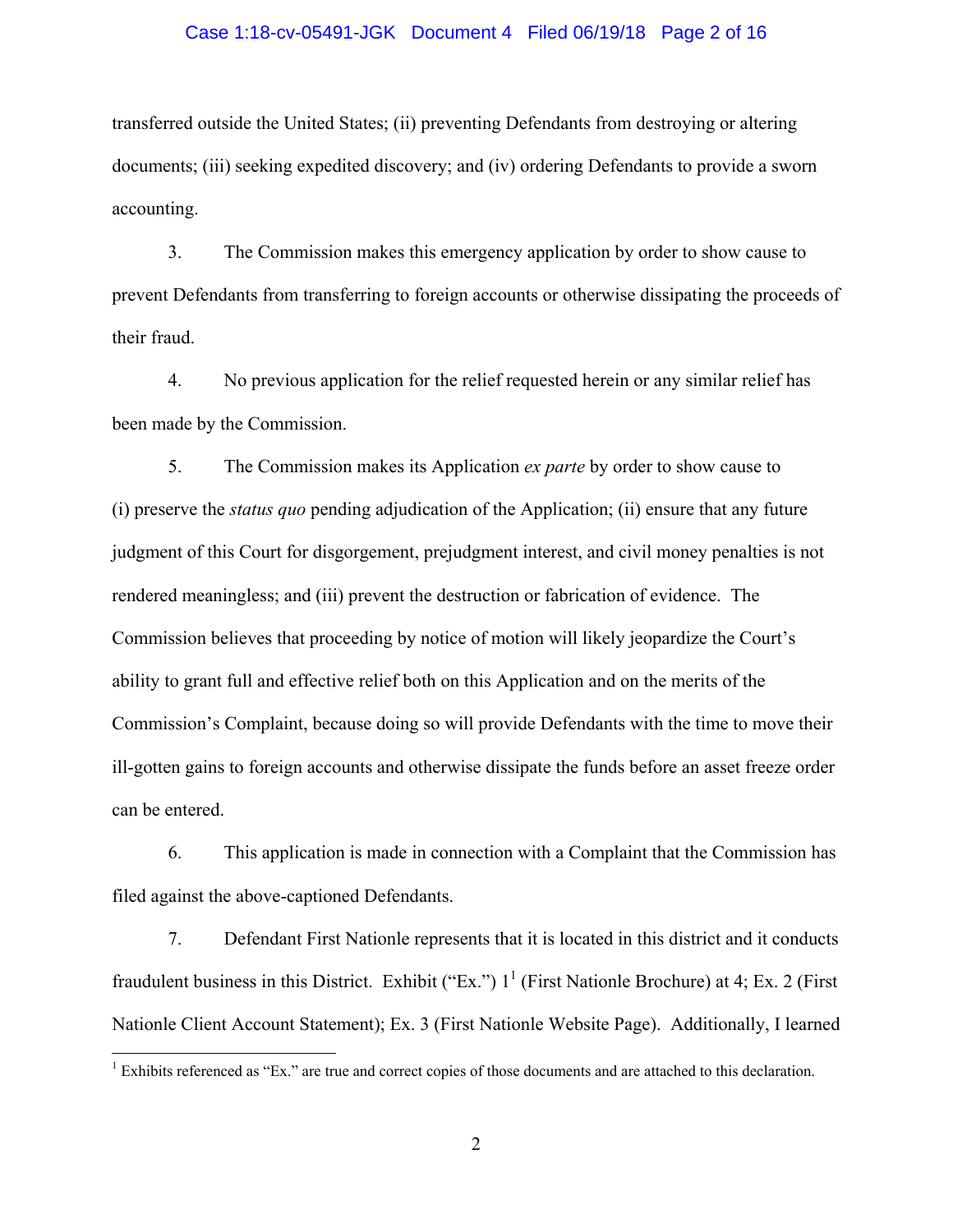transferred outside the United States; (ii) preventing Defendants from destroying or altering documents; (iii) seeking expedited discovery; and (iv) ordering Defendants to provide a sworn accounting.

3. The Commission makes this emergency application by order to show cause to prevent Defendants from transferring to foreign accounts or otherwise dissipating the proceeds of their fraud.

4. No previous application for the relief requested herein or any similar relief has been made by the Commission.

5. The Commission makes its Application *ex parte* by order to show cause to (i) preserve the *status quo* pending adjudication of the Application; (ii) ensure that any future judgment of this Court for disgorgement, prejudgment interest, and civil money penalties is not rendered meaningless; and (iii) prevent the destruction or fabrication of evidence. The Commission believes that proceeding by notice of motion will likely jeopardize the Court's ability to grant full and effective relief both on this Application and on the merits of the Commission's Complaint, because doing so will provide Defendants with the time to move their ill-gotten gains to foreign accounts and otherwise dissipate the funds before an asset freeze order can be entered.

6. This application is made in connection with a Complaint that the Commission has filed against the above-captioned Defendants.

7. Defendant First Nationle represents that it is located in this district and it conducts fraudulent business in this District. Exhibit ("Ex.") 1[1] (First Nationle Brochure) at 4; Ex. 2 (First Nationle Client Account Statement); Ex. 3 (First Nationle Website Page). Additionally, I learned

---

[1] Exhibits referenced as "Ex." are true and correct copies of those documents and are attached to this declaration.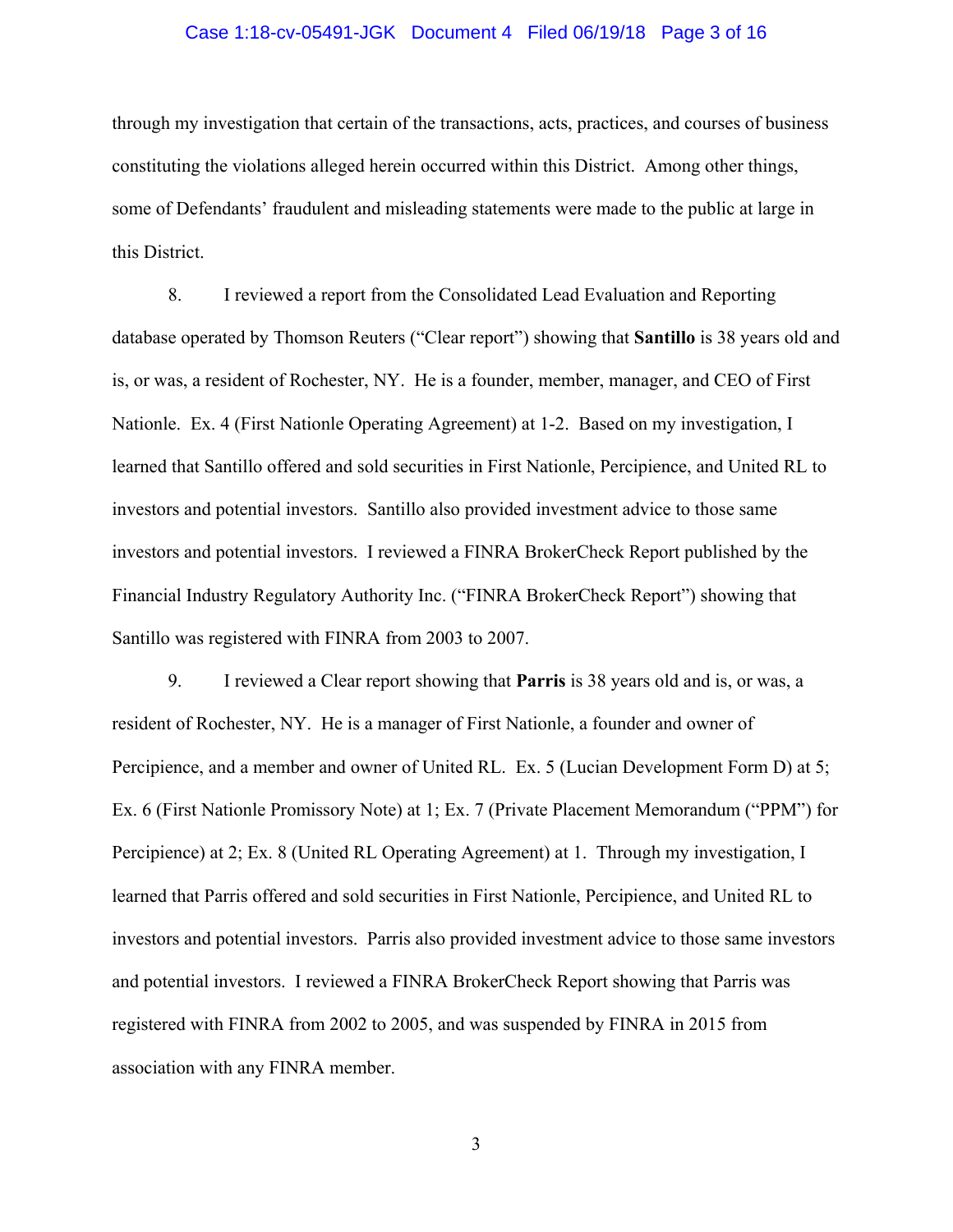through my investigation that certain of the transactions, acts, practices, and courses of business constituting the violations alleged herein occurred within this District. Among other things, some of Defendants' fraudulent and misleading statements were made to the public at large in this District.

8. I reviewed a report from the Consolidated Lead Evaluation and Reporting database operated by Thomson Reuters ("Clear report") showing that **Santillo** is 38 years old and is, or was, a resident of Rochester, NY. He is a founder, member, manager, and CEO of First Nationle. Ex. 4 (First Nationle Operating Agreement) at 1-2. Based on my investigation, I learned that Santillo offered and sold securities in First Nationle, Percipience, and United RL to investors and potential investors. Santillo also provided investment advice to those same investors and potential investors. I reviewed a FINRA BrokerCheck Report published by the Financial Industry Regulatory Authority Inc. ("FINRA BrokerCheck Report") showing that Santillo was registered with FINRA from 2003 to 2007.

9. I reviewed a Clear report showing that **Parris** is 38 years old and is, or was, a resident of Rochester, NY. He is a manager of First Nationle, a founder and owner of Percipience, and a member and owner of United RL. Ex. 5 (Lucian Development Form D) at 5; Ex. 6 (First Nationle Promissory Note) at 1; Ex. 7 (Private Placement Memorandum ("PPM") for Percipience) at 2; Ex. 8 (United RL Operating Agreement) at 1. Through my investigation, I learned that Parris offered and sold securities in First Nationle, Percipience, and United RL to investors and potential investors. Parris also provided investment advice to those same investors and potential investors. I reviewed a FINRA BrokerCheck Report showing that Parris was registered with FINRA from 2002 to 2005, and was suspended by FINRA in 2015 from association with any FINRA member.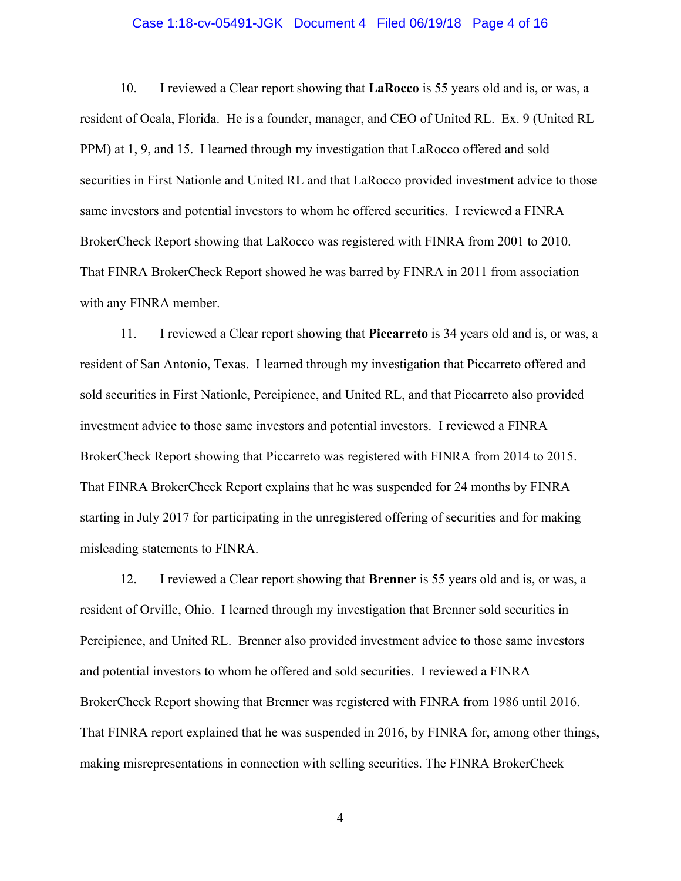10. I reviewed a Clear report showing that **LaRocco** is 55 years old and is, or was, a resident of Ocala, Florida. He is a founder, manager, and CEO of United RL. Ex. 9 (United RL PPM) at 1, 9, and 15. I learned through my investigation that LaRocco offered and sold securities in First Nationle and United RL and that LaRocco provided investment advice to those same investors and potential investors to whom he offered securities. I reviewed a FINRA BrokerCheck Report showing that LaRocco was registered with FINRA from 2001 to 2010. That FINRA BrokerCheck Report showed he was barred by FINRA in 2011 from association with any FINRA member.

11. I reviewed a Clear report showing that **Piccarreto** is 34 years old and is, or was, a resident of San Antonio, Texas. I learned through my investigation that Piccarreto offered and sold securities in First Nationle, Percipience, and United RL, and that Piccarreto also provided investment advice to those same investors and potential investors. I reviewed a FINRA BrokerCheck Report showing that Piccarreto was registered with FINRA from 2014 to 2015. That FINRA BrokerCheck Report explains that he was suspended for 24 months by FINRA starting in July 2017 for participating in the unregistered offering of securities and for making misleading statements to FINRA.

12. I reviewed a Clear report showing that **Brenner** is 55 years old and is, or was, a resident of Orville, Ohio. I learned through my investigation that Brenner sold securities in Percipience, and United RL. Brenner also provided investment advice to those same investors and potential investors to whom he offered and sold securities. I reviewed a FINRA BrokerCheck Report showing that Brenner was registered with FINRA from 1986 until 2016. That FINRA report explained that he was suspended in 2016, by FINRA for, among other things, making misrepresentations in connection with selling securities. The FINRA BrokerCheck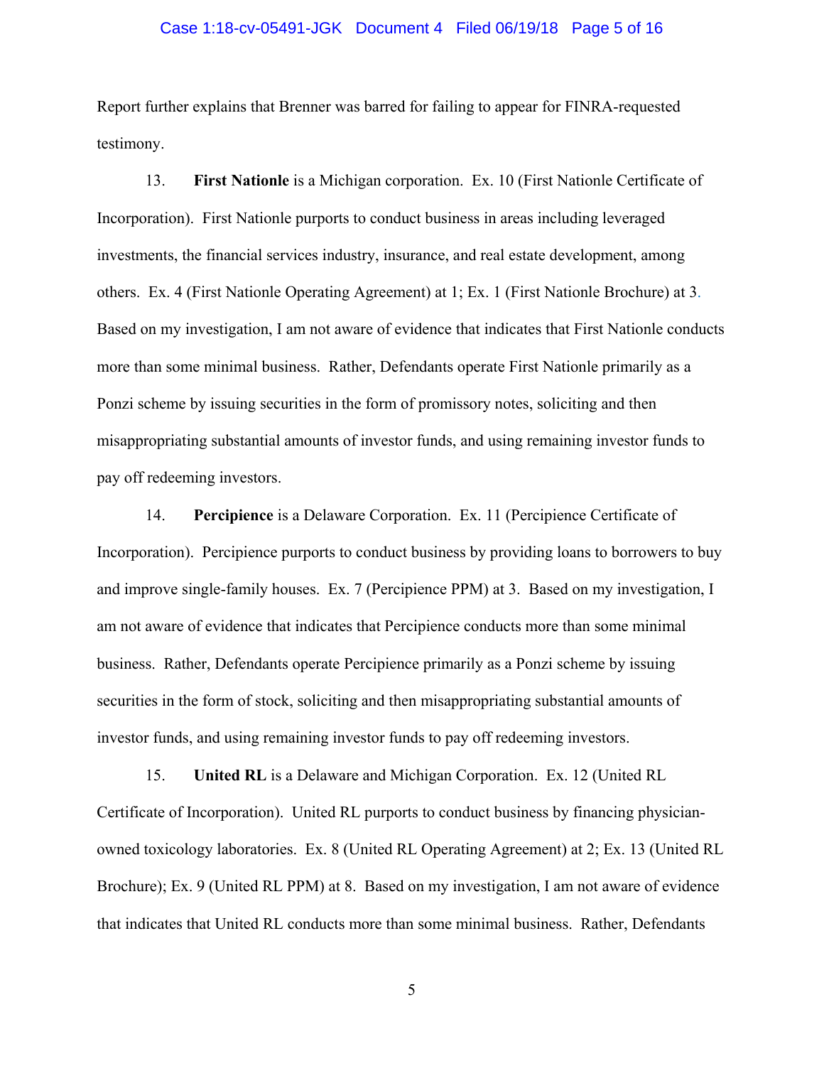Report further explains that Brenner was barred for failing to appear for FINRA-requested testimony.

13. **First Nationle** is a Michigan corporation. Ex. 10 (First Nationle Certificate of Incorporation). First Nationle purports to conduct business in areas including leveraged investments, the financial services industry, insurance, and real estate development, among others. Ex. 4 (First Nationle Operating Agreement) at 1; Ex. 1 (First Nationle Brochure) at 3. Based on my investigation, I am not aware of evidence that indicates that First Nationle conducts more than some minimal business. Rather, Defendants operate First Nationle primarily as a Ponzi scheme by issuing securities in the form of promissory notes, soliciting and then misappropriating substantial amounts of investor funds, and using remaining investor funds to pay off redeeming investors.

14. **Percipience** is a Delaware Corporation. Ex. 11 (Percipience Certificate of Incorporation). Percipience purports to conduct business by providing loans to borrowers to buy and improve single-family houses. Ex. 7 (Percipience PPM) at 3. Based on my investigation, I am not aware of evidence that indicates that Percipience conducts more than some minimal business. Rather, Defendants operate Percipience primarily as a Ponzi scheme by issuing securities in the form of stock, soliciting and then misappropriating substantial amounts of investor funds, and using remaining investor funds to pay off redeeming investors.

15. **United RL** is a Delaware and Michigan Corporation. Ex. 12 (United RL Certificate of Incorporation). United RL purports to conduct business by financing physician-owned toxicology laboratories. Ex. 8 (United RL Operating Agreement) at 2; Ex. 13 (United RL Brochure); Ex. 9 (United RL PPM) at 8. Based on my investigation, I am not aware of evidence that indicates that United RL conducts more than some minimal business. Rather, Defendants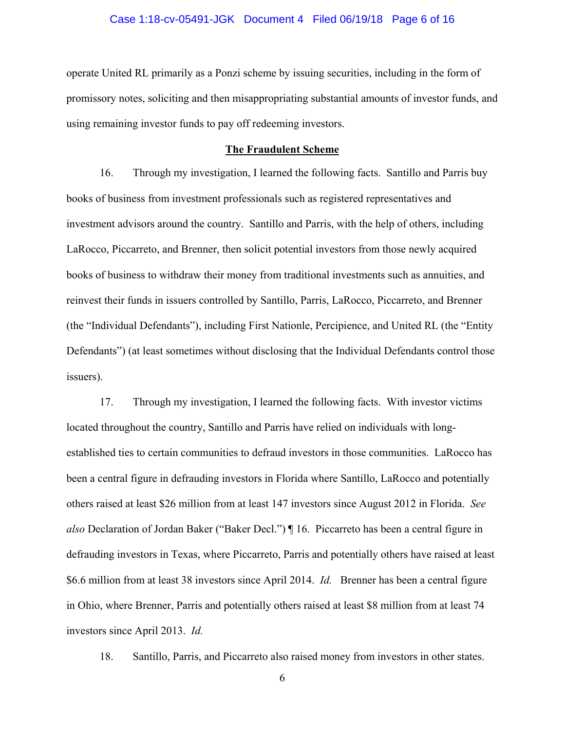operate United RL primarily as a Ponzi scheme by issuing securities, including in the form of promissory notes, soliciting and then misappropriating substantial amounts of investor funds, and using remaining investor funds to pay off redeeming investors.

**The Fraudulent Scheme**

16. Through my investigation, I learned the following facts. Santillo and Parris buy books of business from investment professionals such as registered representatives and investment advisors around the country. Santillo and Parris, with the help of others, including LaRocco, Piccarreto, and Brenner, then solicit potential investors from those newly acquired books of business to withdraw their money from traditional investments such as annuities, and reinvest their funds in issuers controlled by Santillo, Parris, LaRocco, Piccarreto, and Brenner (the "Individual Defendants"), including First Nationle, Percipience, and United RL (the "Entity Defendants") (at least sometimes without disclosing that the Individual Defendants control those issuers).

17. Through my investigation, I learned the following facts. With investor victims located throughout the country, Santillo and Parris have relied on individuals with long-established ties to certain communities to defraud investors in those communities. LaRocco has been a central figure in defrauding investors in Florida where Santillo, LaRocco and potentially others raised at least $26 million from at least 147 investors since August 2012 in Florida. *See also* Declaration of Jordan Baker ("Baker Decl.") ¶ 16. Piccarreto has been a central figure in defrauding investors in Texas, where Piccarreto, Parris and potentially others have raised at least $6.6 million from at least 38 investors since April 2014. *Id.* Brenner has been a central figure in Ohio, where Brenner, Parris and potentially others raised at least $8 million from at least 74 investors since April 2013. *Id.*

18. Santillo, Parris, and Piccarreto also raised money from investors in other states.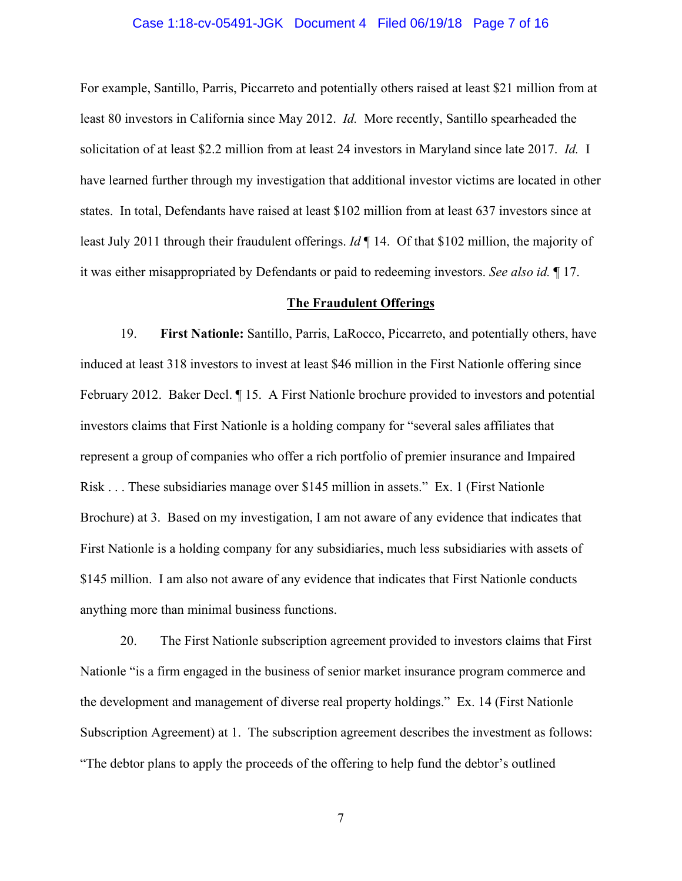For example, Santillo, Parris, Piccarreto and potentially others raised at least $21 million from at least 80 investors in California since May 2012. *Id.* More recently, Santillo spearheaded the solicitation of at least $2.2 million from at least 24 investors in Maryland since late 2017. *Id.* I have learned further through my investigation that additional investor victims are located in other states. In total, Defendants have raised at least $102 million from at least 637 investors since at least July 2011 through their fraudulent offerings. *Id* ¶ 14. Of that $102 million, the majority of it was either misappropriated by Defendants or paid to redeeming investors. *See also id.* ¶ 17.

**The Fraudulent Offerings**

19. **First Nationle:** Santillo, Parris, LaRocco, Piccarreto, and potentially others, have induced at least 318 investors to invest at least $46 million in the First Nationle offering since February 2012. Baker Decl. ¶ 15. A First Nationle brochure provided to investors and potential investors claims that First Nationle is a holding company for "several sales affiliates that represent a group of companies who offer a rich portfolio of premier insurance and Impaired Risk . . . These subsidiaries manage over $145 million in assets." Ex. 1 (First Nationle Brochure) at 3. Based on my investigation, I am not aware of any evidence that indicates that First Nationle is a holding company for any subsidiaries, much less subsidiaries with assets of $145 million. I am also not aware of any evidence that indicates that First Nationle conducts anything more than minimal business functions.

20. The First Nationle subscription agreement provided to investors claims that First Nationle "is a firm engaged in the business of senior market insurance program commerce and the development and management of diverse real property holdings." Ex. 14 (First Nationle Subscription Agreement) at 1. The subscription agreement describes the investment as follows: "The debtor plans to apply the proceeds of the offering to help fund the debtor's outlined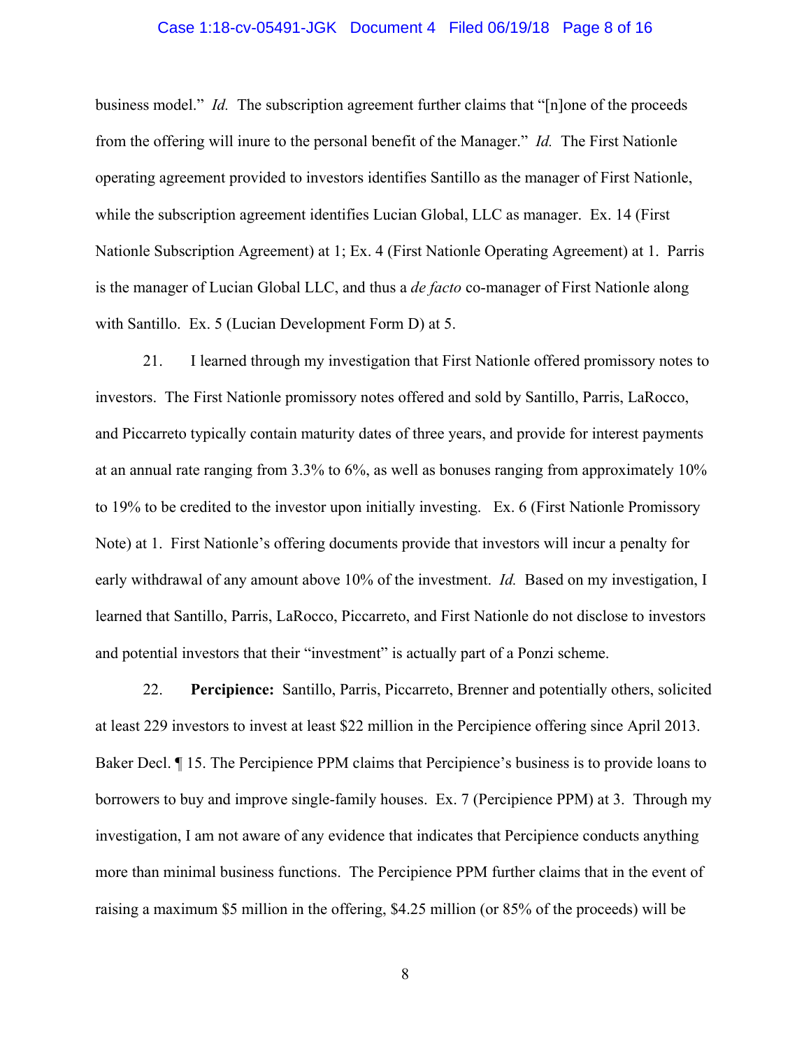business model." *Id.* The subscription agreement further claims that "[n]one of the proceeds from the offering will inure to the personal benefit of the Manager." *Id.* The First Nationle operating agreement provided to investors identifies Santillo as the manager of First Nationle, while the subscription agreement identifies Lucian Global, LLC as manager. Ex. 14 (First Nationle Subscription Agreement) at 1; Ex. 4 (First Nationle Operating Agreement) at 1. Parris is the manager of Lucian Global LLC, and thus a *de facto* co-manager of First Nationle along with Santillo. Ex. 5 (Lucian Development Form D) at 5.

21. I learned through my investigation that First Nationle offered promissory notes to investors. The First Nationle promissory notes offered and sold by Santillo, Parris, LaRocco, and Piccarreto typically contain maturity dates of three years, and provide for interest payments at an annual rate ranging from 3.3% to 6%, as well as bonuses ranging from approximately 10% to 19% to be credited to the investor upon initially investing. Ex. 6 (First Nationle Promissory Note) at 1. First Nationle's offering documents provide that investors will incur a penalty for early withdrawal of any amount above 10% of the investment. *Id.* Based on my investigation, I learned that Santillo, Parris, LaRocco, Piccarreto, and First Nationle do not disclose to investors and potential investors that their "investment" is actually part of a Ponzi scheme.

22. **Percipience:** Santillo, Parris, Piccarreto, Brenner and potentially others, solicited at least 229 investors to invest at least $22 million in the Percipience offering since April 2013. Baker Decl. ¶ 15. The Percipience PPM claims that Percipience's business is to provide loans to borrowers to buy and improve single-family houses. Ex. 7 (Percipience PPM) at 3. Through my investigation, I am not aware of any evidence that indicates that Percipience conducts anything more than minimal business functions. The Percipience PPM further claims that in the event of raising a maximum $5 million in the offering, $4.25 million (or 85% of the proceeds) will be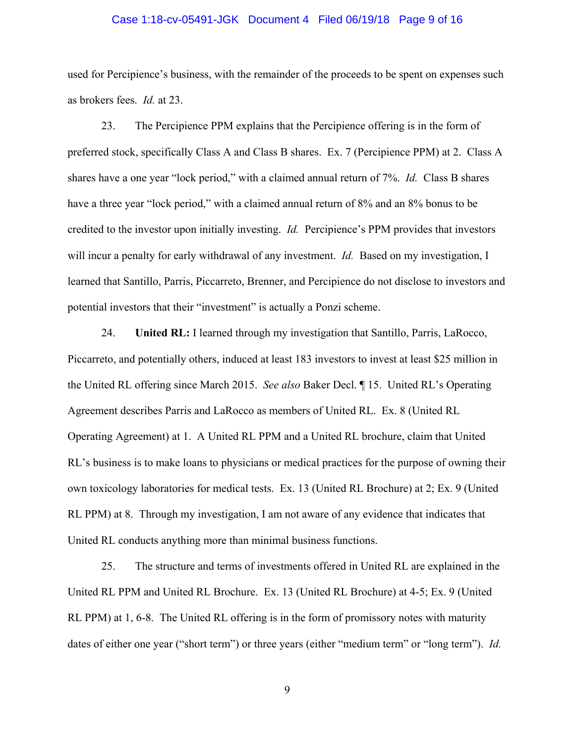used for Percipience's business, with the remainder of the proceeds to be spent on expenses such as brokers fees. *Id.* at 23.

23. The Percipience PPM explains that the Percipience offering is in the form of preferred stock, specifically Class A and Class B shares. Ex. 7 (Percipience PPM) at 2. Class A shares have a one year "lock period," with a claimed annual return of 7%. *Id.* Class B shares have a three year "lock period," with a claimed annual return of 8% and an 8% bonus to be credited to the investor upon initially investing. *Id.* Percipience's PPM provides that investors will incur a penalty for early withdrawal of any investment. *Id.* Based on my investigation, I learned that Santillo, Parris, Piccarreto, Brenner, and Percipience do not disclose to investors and potential investors that their "investment" is actually a Ponzi scheme.

24. **United RL:** I learned through my investigation that Santillo, Parris, LaRocco, Piccarreto, and potentially others, induced at least 183 investors to invest at least $25 million in the United RL offering since March 2015. *See also* Baker Decl. ¶ 15. United RL's Operating Agreement describes Parris and LaRocco as members of United RL. Ex. 8 (United RL Operating Agreement) at 1. A United RL PPM and a United RL brochure, claim that United RL's business is to make loans to physicians or medical practices for the purpose of owning their own toxicology laboratories for medical tests. Ex. 13 (United RL Brochure) at 2; Ex. 9 (United RL PPM) at 8. Through my investigation, I am not aware of any evidence that indicates that United RL conducts anything more than minimal business functions.

25. The structure and terms of investments offered in United RL are explained in the United RL PPM and United RL Brochure. Ex. 13 (United RL Brochure) at 4-5; Ex. 9 (United RL PPM) at 1, 6-8. The United RL offering is in the form of promissory notes with maturity dates of either one year ("short term") or three years (either "medium term" or "long term"). *Id.*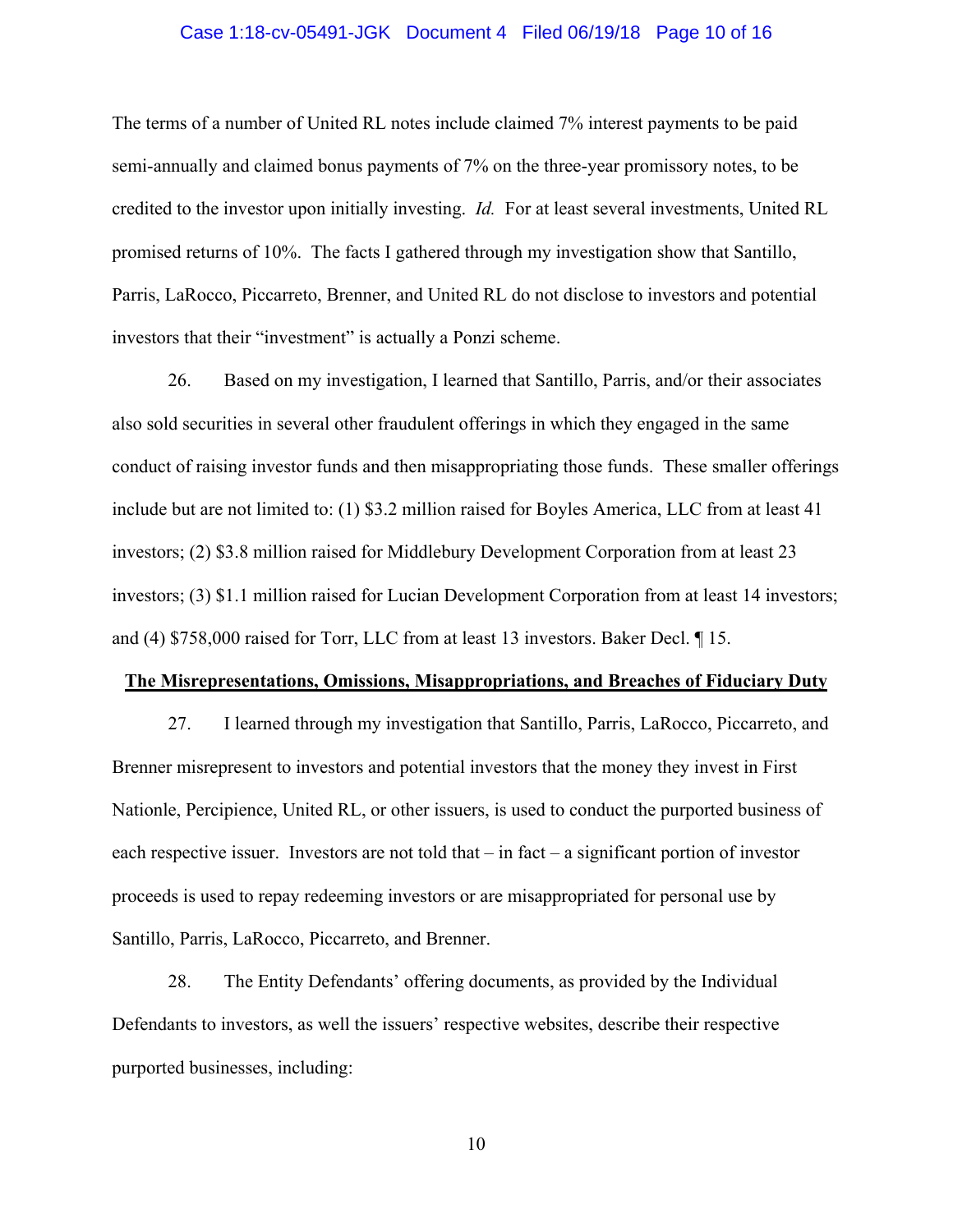The terms of a number of United RL notes include claimed 7% interest payments to be paid semi-annually and claimed bonus payments of 7% on the three-year promissory notes, to be credited to the investor upon initially investing. *Id.* For at least several investments, United RL promised returns of 10%. The facts I gathered through my investigation show that Santillo, Parris, LaRocco, Piccarreto, Brenner, and United RL do not disclose to investors and potential investors that their "investment" is actually a Ponzi scheme.

26. Based on my investigation, I learned that Santillo, Parris, and/or their associates also sold securities in several other fraudulent offerings in which they engaged in the same conduct of raising investor funds and then misappropriating those funds. These smaller offerings include but are not limited to: (1) $3.2 million raised for Boyles America, LLC from at least 41 investors; (2) $3.8 million raised for Middlebury Development Corporation from at least 23 investors; (3) $1.1 million raised for Lucian Development Corporation from at least 14 investors; and (4) $758,000 raised for Torr, LLC from at least 13 investors. Baker Decl. ¶ 15.

**The Misrepresentations, Omissions, Misappropriations, and Breaches of Fiduciary Duty**

27. I learned through my investigation that Santillo, Parris, LaRocco, Piccarreto, and Brenner misrepresent to investors and potential investors that the money they invest in First Nationle, Percipience, United RL, or other issuers, is used to conduct the purported business of each respective issuer. Investors are not told that – in fact – a significant portion of investor proceeds is used to repay redeeming investors or are misappropriated for personal use by Santillo, Parris, LaRocco, Piccarreto, and Brenner.

28. The Entity Defendants' offering documents, as provided by the Individual Defendants to investors, as well the issuers' respective websites, describe their respective purported businesses, including: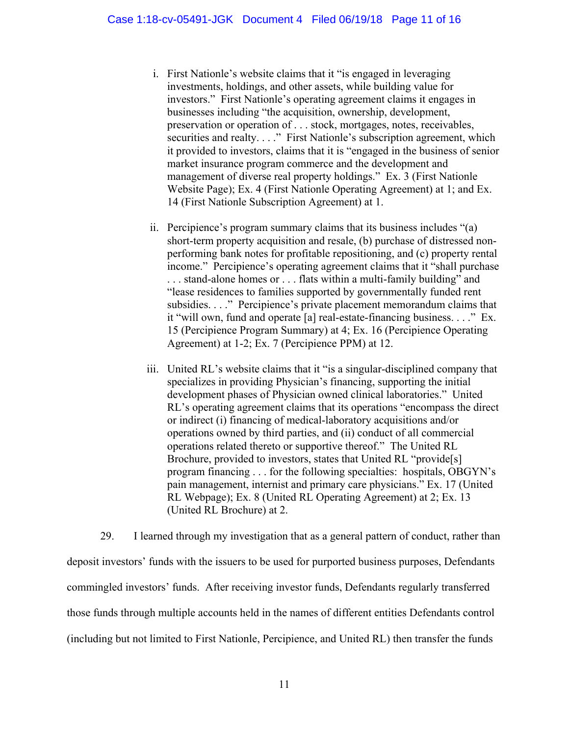i. First Nationle's website claims that it "is engaged in leveraging investments, holdings, and other assets, while building value for investors." First Nationle's operating agreement claims it engages in businesses including "the acquisition, ownership, development, preservation or operation of . . . stock, mortgages, notes, receivables, securities and realty. . . ." First Nationle's subscription agreement, which it provided to investors, claims that it is "engaged in the business of senior market insurance program commerce and the development and management of diverse real property holdings." Ex. 3 (First Nationle Website Page); Ex. 4 (First Nationle Operating Agreement) at 1; and Ex. 14 (First Nationle Subscription Agreement) at 1.

ii. Percipience's program summary claims that its business includes "(a) short-term property acquisition and resale, (b) purchase of distressed non-performing bank notes for profitable repositioning, and (c) property rental income." Percipience's operating agreement claims that it "shall purchase . . . stand-alone homes or . . . flats within a multi-family building" and "lease residences to families supported by governmentally funded rent subsidies. . . ." Percipience's private placement memorandum claims that it "will own, fund and operate [a] real-estate-financing business. . . ." Ex. 15 (Percipience Program Summary) at 4; Ex. 16 (Percipience Operating Agreement) at 1-2; Ex. 7 (Percipience PPM) at 12.

iii. United RL's website claims that it "is a singular-disciplined company that specializes in providing Physician's financing, supporting the initial development phases of Physician owned clinical laboratories." United RL's operating agreement claims that its operations "encompass the direct or indirect (i) financing of medical-laboratory acquisitions and/or operations owned by third parties, and (ii) conduct of all commercial operations related thereto or supportive thereof." The United RL Brochure, provided to investors, states that United RL "provide[s] program financing . . . for the following specialties: hospitals, OBGYN's pain management, internist and primary care physicians." Ex. 17 (United RL Webpage); Ex. 8 (United RL Operating Agreement) at 2; Ex. 13 (United RL Brochure) at 2.

29. I learned through my investigation that as a general pattern of conduct, rather than deposit investors' funds with the issuers to be used for purported business purposes, Defendants commingled investors' funds. After receiving investor funds, Defendants regularly transferred those funds through multiple accounts held in the names of different entities Defendants control (including but not limited to First Nationle, Percipience, and United RL) then transfer the funds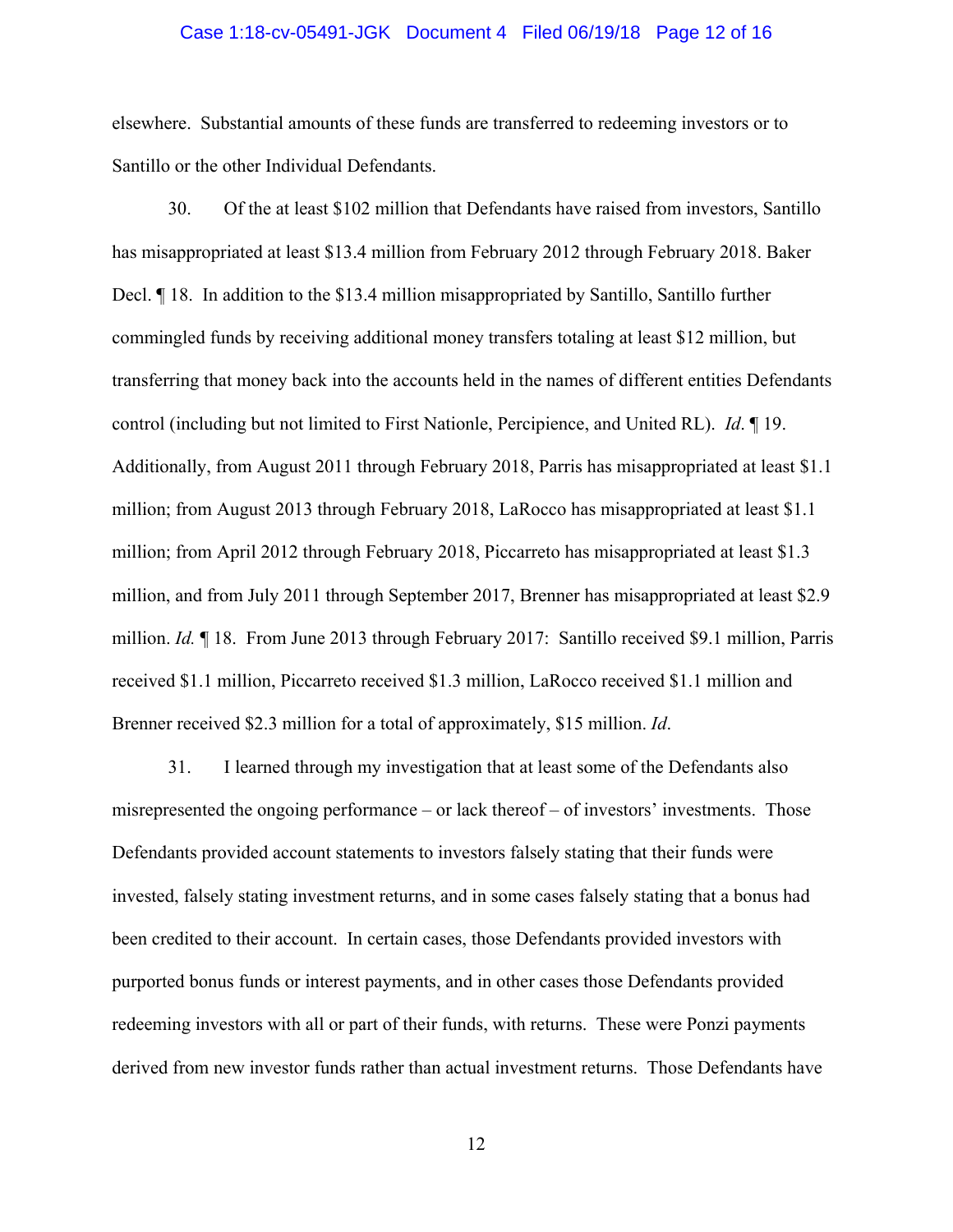elsewhere. Substantial amounts of these funds are transferred to redeeming investors or to Santillo or the other Individual Defendants.

30. Of the at least $102 million that Defendants have raised from investors, Santillo has misappropriated at least $13.4 million from February 2012 through February 2018. Baker Decl. ¶ 18. In addition to the $13.4 million misappropriated by Santillo, Santillo further commingled funds by receiving additional money transfers totaling at least $12 million, but transferring that money back into the accounts held in the names of different entities Defendants control (including but not limited to First Nationle, Percipience, and United RL). *Id*. ¶ 19. Additionally, from August 2011 through February 2018, Parris has misappropriated at least $1.1 million; from August 2013 through February 2018, LaRocco has misappropriated at least $1.1 million; from April 2012 through February 2018, Piccarreto has misappropriated at least $1.3 million, and from July 2011 through September 2017, Brenner has misappropriated at least $2.9 million. *Id.* ¶ 18. From June 2013 through February 2017: Santillo received $9.1 million, Parris received $1.1 million, Piccarreto received $1.3 million, LaRocco received $1.1 million and Brenner received $2.3 million for a total of approximately, $15 million. *Id*.

31. I learned through my investigation that at least some of the Defendants also misrepresented the ongoing performance – or lack thereof – of investors' investments. Those Defendants provided account statements to investors falsely stating that their funds were invested, falsely stating investment returns, and in some cases falsely stating that a bonus had been credited to their account. In certain cases, those Defendants provided investors with purported bonus funds or interest payments, and in other cases those Defendants provided redeeming investors with all or part of their funds, with returns. These were Ponzi payments derived from new investor funds rather than actual investment returns. Those Defendants have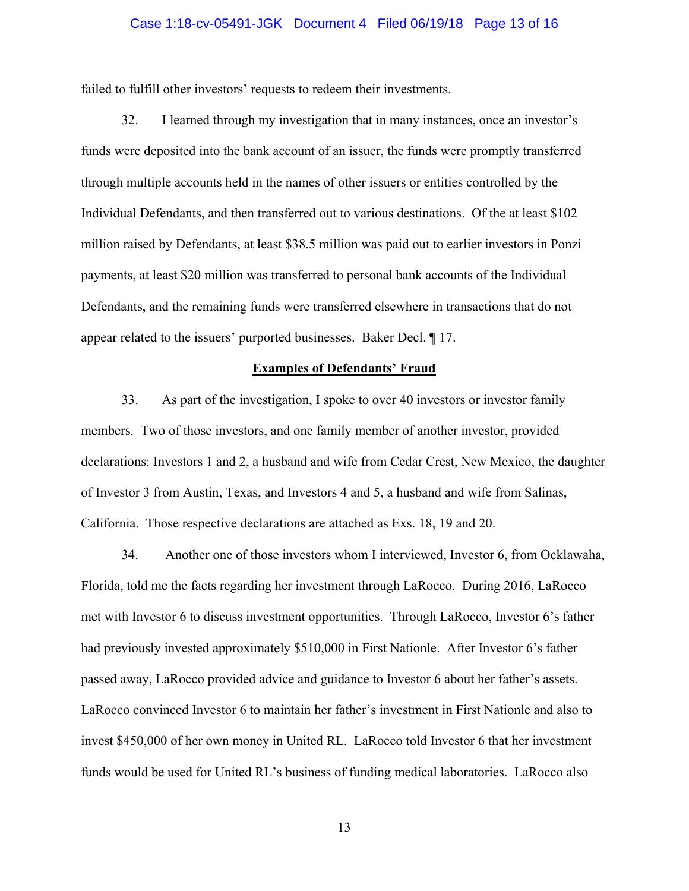failed to fulfill other investors' requests to redeem their investments.

32. I learned through my investigation that in many instances, once an investor's funds were deposited into the bank account of an issuer, the funds were promptly transferred through multiple accounts held in the names of other issuers or entities controlled by the Individual Defendants, and then transferred out to various destinations. Of the at least $102 million raised by Defendants, at least $38.5 million was paid out to earlier investors in Ponzi payments, at least $20 million was transferred to personal bank accounts of the Individual Defendants, and the remaining funds were transferred elsewhere in transactions that do not appear related to the issuers' purported businesses. Baker Decl. ¶ 17.

**Examples of Defendants' Fraud**

33. As part of the investigation, I spoke to over 40 investors or investor family members. Two of those investors, and one family member of another investor, provided declarations: Investors 1 and 2, a husband and wife from Cedar Crest, New Mexico, the daughter of Investor 3 from Austin, Texas, and Investors 4 and 5, a husband and wife from Salinas, California. Those respective declarations are attached as Exs. 18, 19 and 20.

34. Another one of those investors whom I interviewed, Investor 6, from Ocklawaha, Florida, told me the facts regarding her investment through LaRocco. During 2016, LaRocco met with Investor 6 to discuss investment opportunities. Through LaRocco, Investor 6's father had previously invested approximately $510,000 in First Nationle. After Investor 6's father passed away, LaRocco provided advice and guidance to Investor 6 about her father's assets. LaRocco convinced Investor 6 to maintain her father's investment in First Nationle and also to invest $450,000 of her own money in United RL. LaRocco told Investor 6 that her investment funds would be used for United RL's business of funding medical laboratories. LaRocco also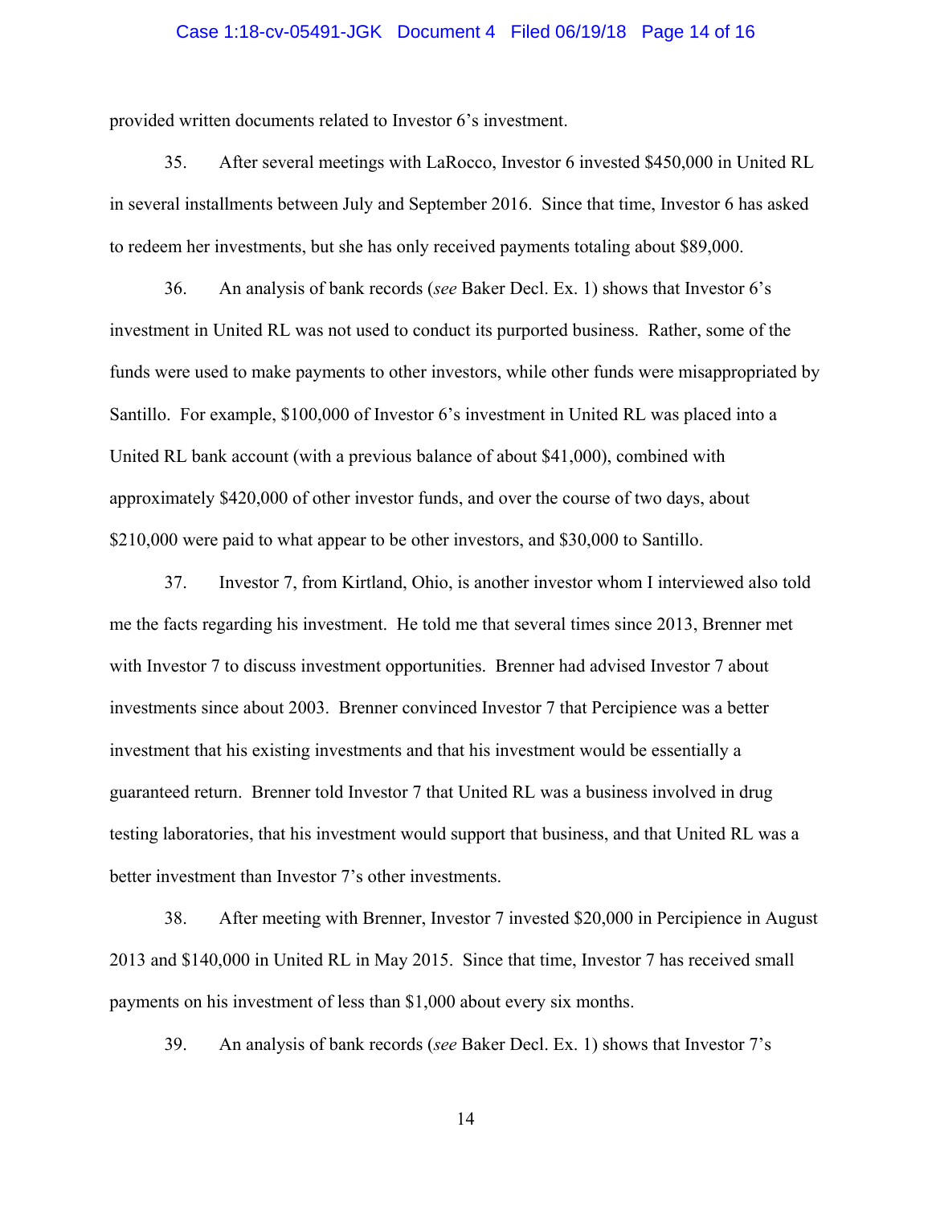provided written documents related to Investor 6's investment.

35. After several meetings with LaRocco, Investor 6 invested $450,000 in United RL in several installments between July and September 2016. Since that time, Investor 6 has asked to redeem her investments, but she has only received payments totaling about $89,000.

36. An analysis of bank records (*see* Baker Decl. Ex. 1) shows that Investor 6's investment in United RL was not used to conduct its purported business. Rather, some of the funds were used to make payments to other investors, while other funds were misappropriated by Santillo. For example, $100,000 of Investor 6's investment in United RL was placed into a United RL bank account (with a previous balance of about $41,000), combined with approximately $420,000 of other investor funds, and over the course of two days, about $210,000 were paid to what appear to be other investors, and $30,000 to Santillo.

37. Investor 7, from Kirtland, Ohio, is another investor whom I interviewed also told me the facts regarding his investment. He told me that several times since 2013, Brenner met with Investor 7 to discuss investment opportunities. Brenner had advised Investor 7 about investments since about 2003. Brenner convinced Investor 7 that Percipience was a better investment that his existing investments and that his investment would be essentially a guaranteed return. Brenner told Investor 7 that United RL was a business involved in drug testing laboratories, that his investment would support that business, and that United RL was a better investment than Investor 7's other investments.

38. After meeting with Brenner, Investor 7 invested $20,000 in Percipience in August 2013 and $140,000 in United RL in May 2015. Since that time, Investor 7 has received small payments on his investment of less than $1,000 about every six months.

39. An analysis of bank records (*see* Baker Decl. Ex. 1) shows that Investor 7's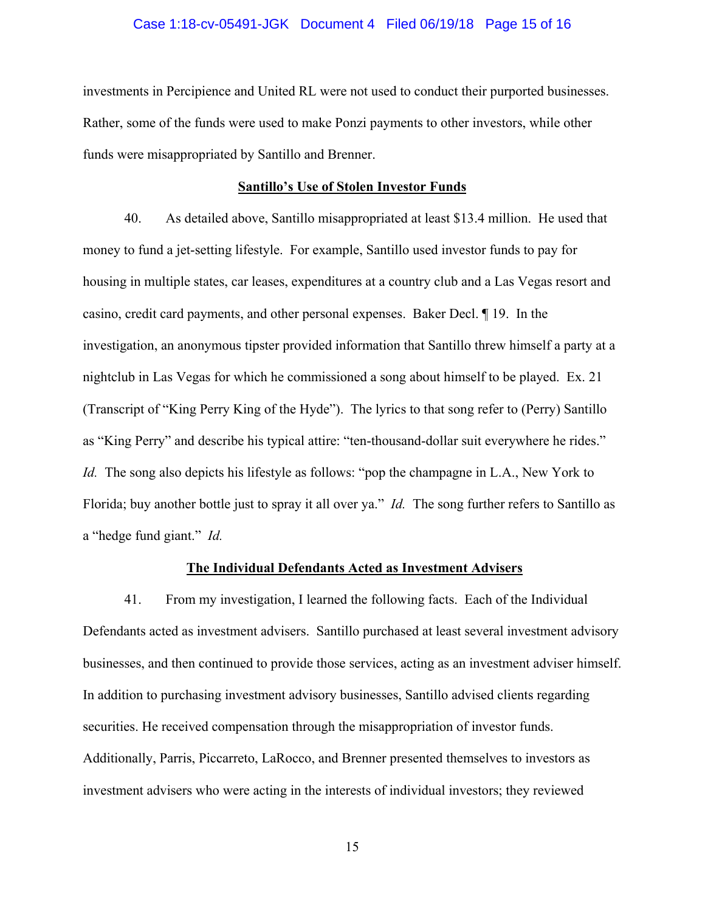investments in Percipience and United RL were not used to conduct their purported businesses. Rather, some of the funds were used to make Ponzi payments to other investors, while other funds were misappropriated by Santillo and Brenner.

**Santillo's Use of Stolen Investor Funds**

40. As detailed above, Santillo misappropriated at least $13.4 million. He used that money to fund a jet-setting lifestyle. For example, Santillo used investor funds to pay for housing in multiple states, car leases, expenditures at a country club and a Las Vegas resort and casino, credit card payments, and other personal expenses. Baker Decl. ¶ 19. In the investigation, an anonymous tipster provided information that Santillo threw himself a party at a nightclub in Las Vegas for which he commissioned a song about himself to be played. Ex. 21 (Transcript of "King Perry King of the Hyde"). The lyrics to that song refer to (Perry) Santillo as "King Perry" and describe his typical attire: "ten-thousand-dollar suit everywhere he rides." *Id.* The song also depicts his lifestyle as follows: "pop the champagne in L.A., New York to Florida; buy another bottle just to spray it all over ya." *Id.* The song further refers to Santillo as a "hedge fund giant." *Id.*

**The Individual Defendants Acted as Investment Advisers**

41. From my investigation, I learned the following facts. Each of the Individual Defendants acted as investment advisers. Santillo purchased at least several investment advisory businesses, and then continued to provide those services, acting as an investment adviser himself. In addition to purchasing investment advisory businesses, Santillo advised clients regarding securities. He received compensation through the misappropriation of investor funds. Additionally, Parris, Piccarreto, LaRocco, and Brenner presented themselves to investors as investment advisers who were acting in the interests of individual investors; they reviewed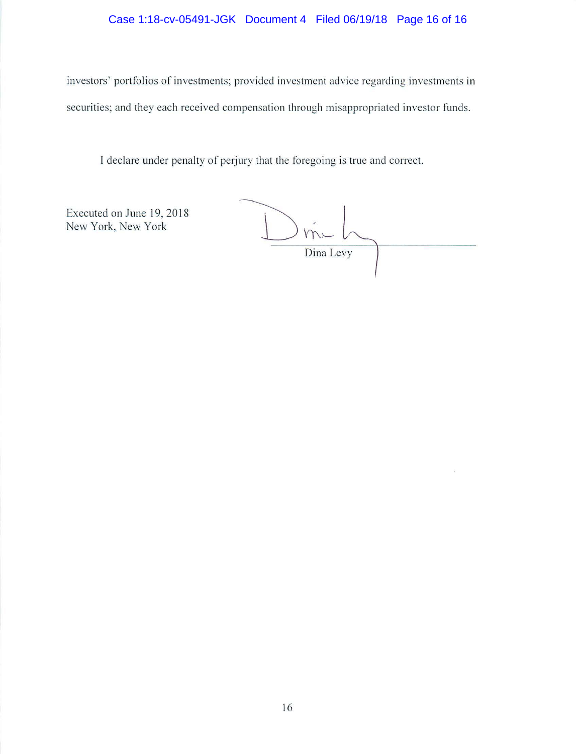investors' portfolios of investments; provided investment advice regarding investments in securities; and they each received compensation through misappropriated investor funds.

I declare under penalty of perjury that the foregoing is true and correct.

Executed on June 19, 2018
New York, New York

Dina Levy